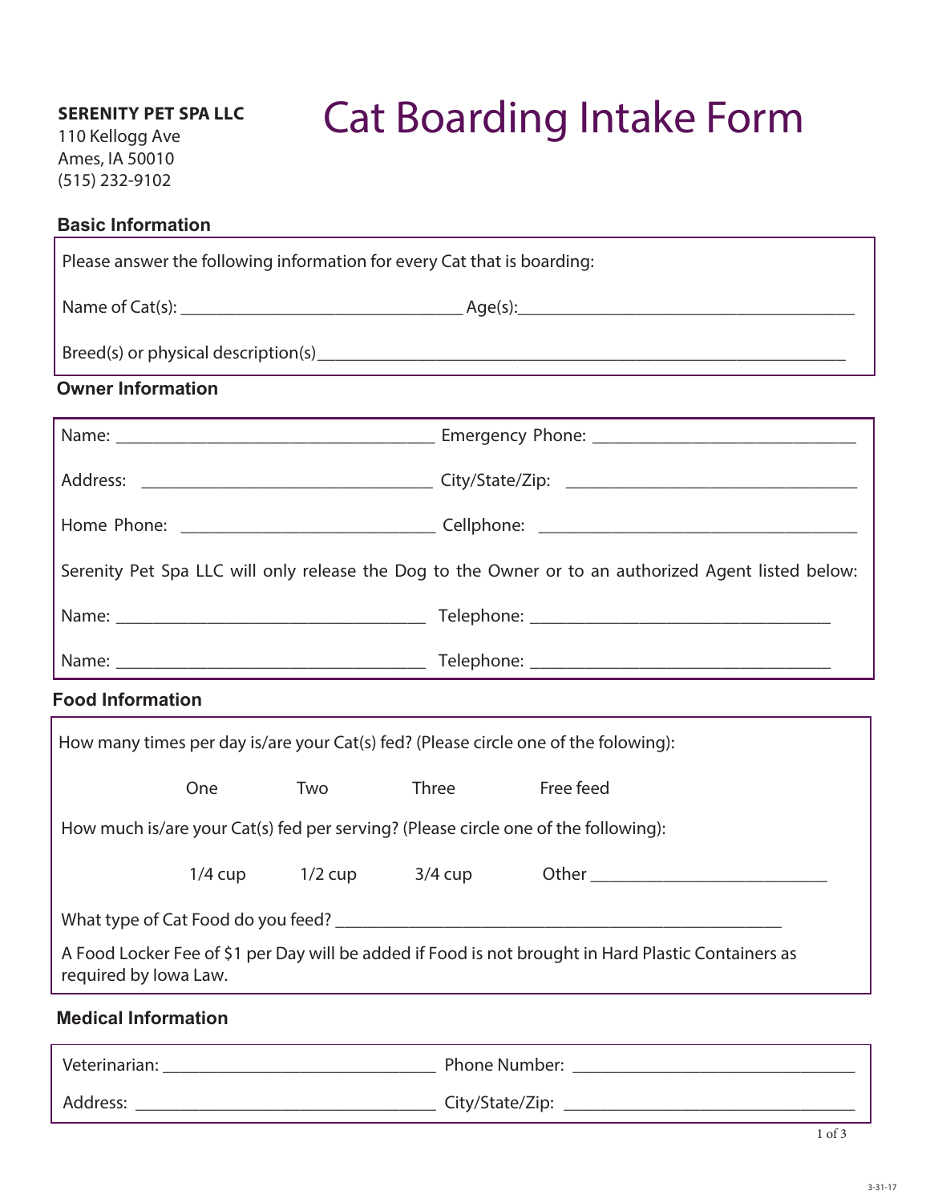**SERENITY PET SPA LLC**
110 Kellogg Ave
Ames, IA 50010
(515) 232-9102

# Cat Boarding Intake Form

## Basic Information

Please answer the following information for every Cat that is boarding:

Name of Cat(s): ______________________________ Age(s):____________________________________

Breed(s) or physical description(s)_________________________________________________________

## Owner Information

Name: __________________________________ Emergency Phone: ____________________________

Address: _______________________________ City/State/Zip: _______________________________

Home Phone: ___________________________ Cellphone: __________________________________

Serenity Pet Spa LLC will only release the Dog to the Owner or to an authorized Agent listed below:

Name: _________________________________ Telephone: ________________________________

Name: _________________________________ Telephone: ________________________________

## Food Information

How many times per day is/are your Cat(s) fed? (Please circle one of the folowing):

One Two Three Free feed

How much is/are your Cat(s) fed per serving? (Please circle one of the following):

1/4 cup 1/2 cup 3/4 cup Other _________________________

What type of Cat Food do you feed? ______________________________________________

A Food Locker Fee of $1 per Day will be added if Food is not brought in Hard Plastic Containers as required by Iowa Law.

## Medical Information

Veterinarian: _____________________________ Phone Number: _______________________________

Address: _________________________________ City/State/Zip: _______________________________

3-31-17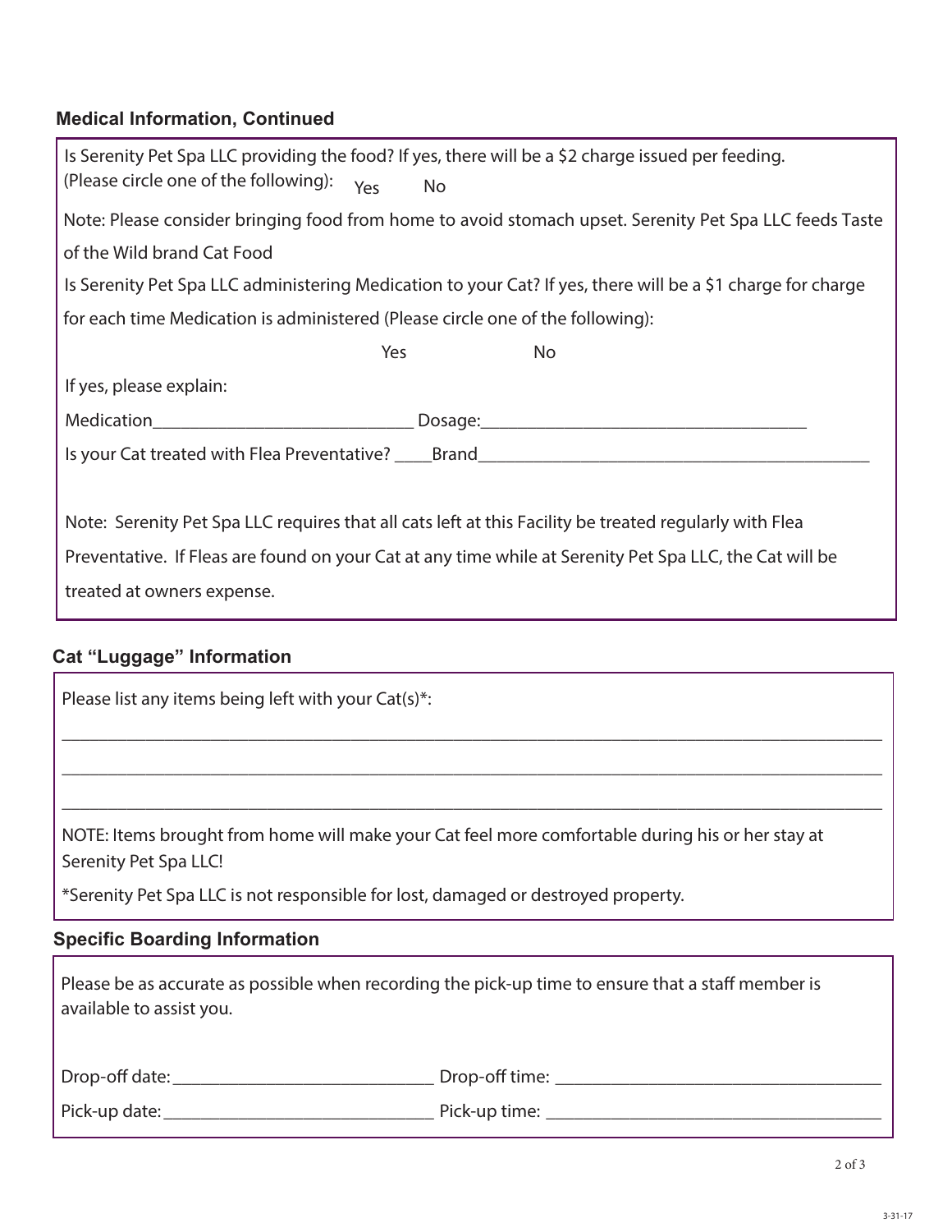## Medical Information, Continued

Is Serenity Pet Spa LLC providing the food? If yes, there will be a $2 charge issued per feeding.
(Please circle one of the following): Yes No

Note: Please consider bringing food from home to avoid stomach upset. Serenity Pet Spa LLC feeds Taste of the Wild brand Cat Food

Is Serenity Pet Spa LLC administering Medication to your Cat? If yes, there will be a $1 charge for charge for each time Medication is administered (Please circle one of the following):

Yes No

If yes, please explain:

Medication____________________________ Dosage:___________________________________

Is your Cat treated with Flea Preventative? ____Brand_________________________________________

Note: Serenity Pet Spa LLC requires that all cats left at this Facility be treated regularly with Flea Preventative. If Fleas are found on your Cat at any time while at Serenity Pet Spa LLC, the Cat will be treated at owners expense.

## Cat "Luggage" Information

Please list any items being left with your Cat(s)*:

___________________________________________________________________________________

___________________________________________________________________________________

___________________________________________________________________________________

NOTE: Items brought from home will make your Cat feel more comfortable during his or her stay at Serenity Pet Spa LLC!

*Serenity Pet Spa LLC is not responsible for lost, damaged or destroyed property.

## Specific Boarding Information

Please be as accurate as possible when recording the pick-up time to ensure that a staff member is available to assist you.

Drop-off date:____________________________ Drop-off time: ___________________________________

Pick-up date:_____________________________ Pick-up time: ____________________________________

3-31-17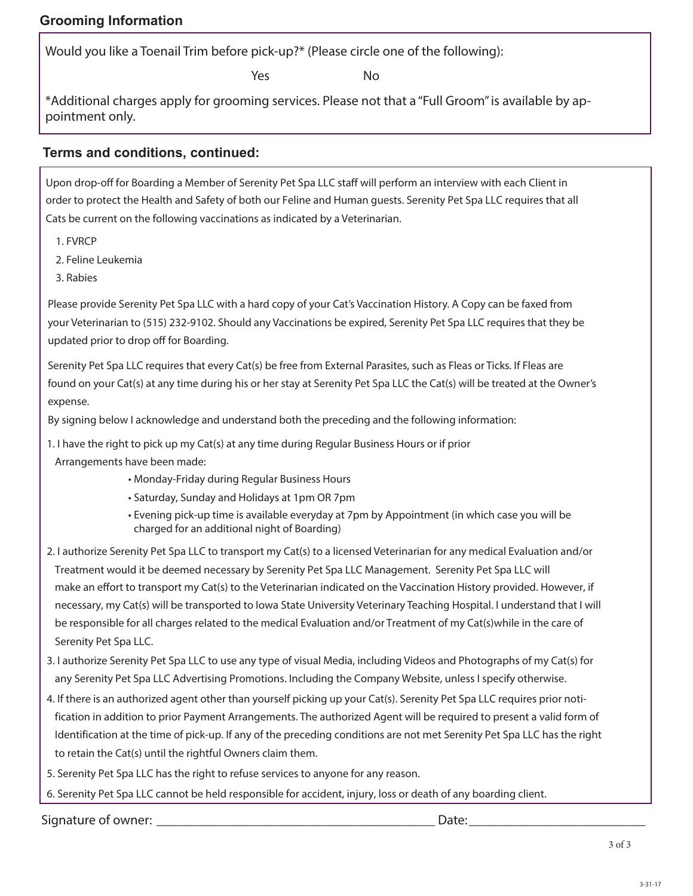## Grooming Information

Would you like a Toenail Trim before pick-up?* (Please circle one of the following):

Yes No

*Additional charges apply for grooming services. Please not that a "Full Groom" is available by appointment only.

## Terms and conditions, continued:

Upon drop-off for Boarding a Member of Serenity Pet Spa LLC staff will perform an interview with each Client in order to protect the Health and Safety of both our Feline and Human guests. Serenity Pet Spa LLC requires that all Cats be current on the following vaccinations as indicated by a Veterinarian.

1. FVRCP
2. Feline Leukemia
3. Rabies

Please provide Serenity Pet Spa LLC with a hard copy of your Cat's Vaccination History. A Copy can be faxed from your Veterinarian to (515) 232-9102. Should any Vaccinations be expired, Serenity Pet Spa LLC requires that they be updated prior to drop off for Boarding.

Serenity Pet Spa LLC requires that every Cat(s) be free from External Parasites, such as Fleas or Ticks. If Fleas are found on your Cat(s) at any time during his or her stay at Serenity Pet Spa LLC the Cat(s) will be treated at the Owner's expense.

By signing below I acknowledge and understand both the preceding and the following information:

1. I have the right to pick up my Cat(s) at any time during Regular Business Hours or if prior Arrangements have been made:
   - Monday-Friday during Regular Business Hours
   - Saturday, Sunday and Holidays at 1pm OR 7pm
   - Evening pick-up time is available everyday at 7pm by Appointment (in which case you will be charged for an additional night of Boarding)
2. I authorize Serenity Pet Spa LLC to transport my Cat(s) to a licensed Veterinarian for any medical Evaluation and/or Treatment would it be deemed necessary by Serenity Pet Spa LLC Management. Serenity Pet Spa LLC will make an effort to transport my Cat(s) to the Veterinarian indicated on the Vaccination History provided. However, if necessary, my Cat(s) will be transported to Iowa State University Veterinary Teaching Hospital. I understand that I will be responsible for all charges related to the medical Evaluation and/or Treatment of my Cat(s)while in the care of Serenity Pet Spa LLC.
3. I authorize Serenity Pet Spa LLC to use any type of visual Media, including Videos and Photographs of my Cat(s) for any Serenity Pet Spa LLC Advertising Promotions. Including the Company Website, unless I specify otherwise.
4. If there is an authorized agent other than yourself picking up your Cat(s). Serenity Pet Spa LLC requires prior notification in addition to prior Payment Arrangements. The authorized Agent will be required to present a valid form of Identification at the time of pick-up. If any of the preceding conditions are not met Serenity Pet Spa LLC has the right to retain the Cat(s) until the rightful Owners claim them.
5. Serenity Pet Spa LLC has the right to refuse services to anyone for any reason.
6. Serenity Pet Spa LLC cannot be held responsible for accident, injury, loss or death of any boarding client.

Signature of owner: ________________________________________ Date:________________________

3-31-17